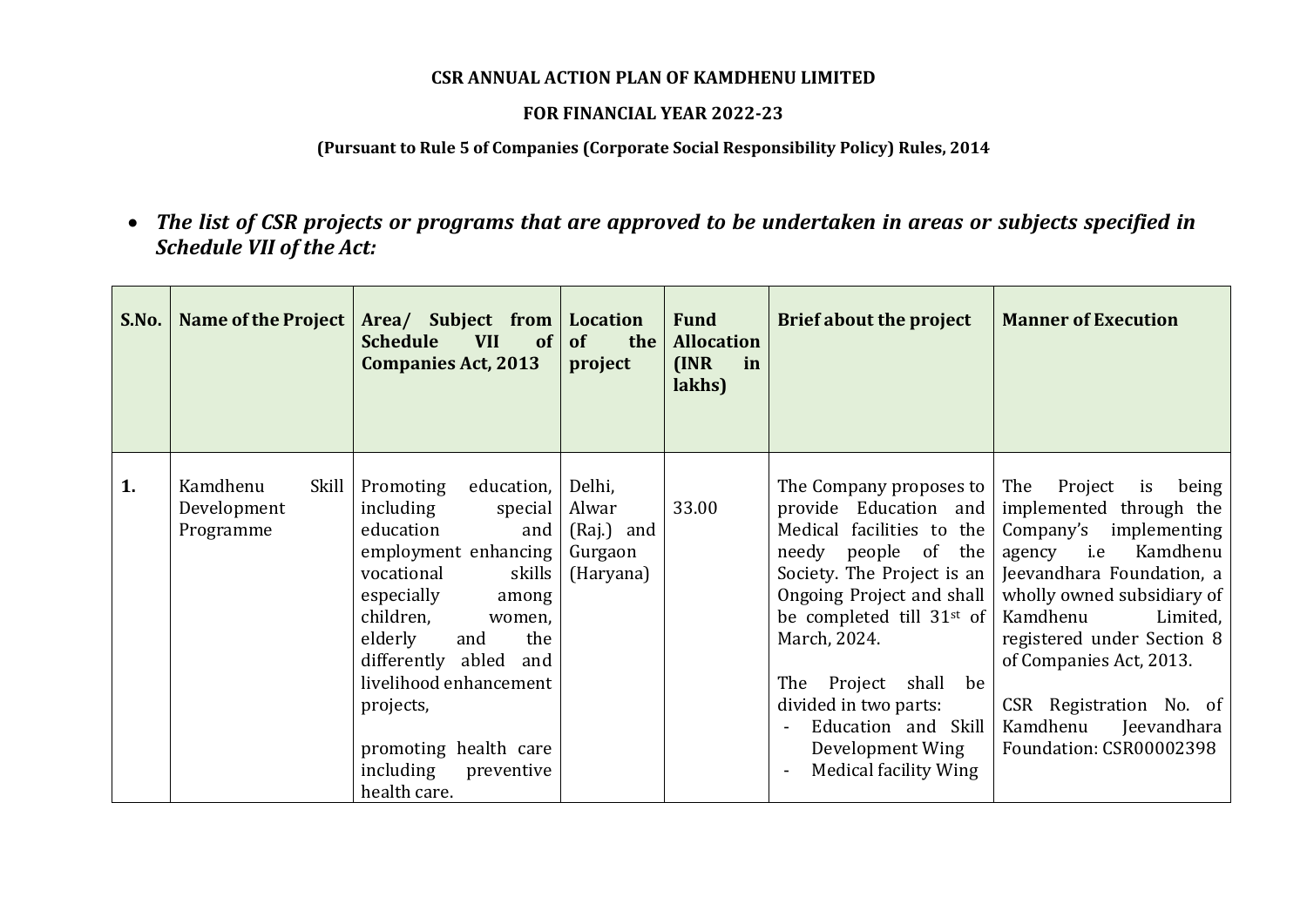**CSR ANNUAL ACTION PLAN OF KAMDHENU LIMITED**

**FOR FINANCIAL YEAR 2022-23**

**(Pursuant to Rule 5 of Companies (Corporate Social Responsibility Policy) Rules, 2014**

- ***The list of CSR projects or programs that are approved to be undertaken in areas or subjects specified in Schedule VII of the Act:***

| S.No. | Name of the Project | Area/ Subject from Schedule VII of Companies Act, 2013 | Location of the project | Fund Allocation (INR in lakhs) | Brief about the project | Manner of Execution |
|---|---|---|---|---|---|---|
| **1.** | Kamdhenu Skill Development Programme | Promoting education, including special education and employment enhancing vocational skills especially among children, women, elderly and the differently abled and livelihood enhancement projects,<br><br>promoting health care including preventive health care. | Delhi, Alwar (Raj.) and Gurgaon (Haryana) | 33.00 | The Company proposes to provide Education and Medical facilities to the needy people of the Society. The Project is an Ongoing Project and shall be completed till 31st of March, 2024.<br><br>The Project shall be divided in two parts:<br>- Education and Skill Development Wing<br>- Medical facility Wing | The Project is being implemented through the Company's implementing agency i.e Kamdhenu Jeevandhara Foundation, a wholly owned subsidiary of Kamdhenu Limited, registered under Section 8 of Companies Act, 2013.<br><br>CSR Registration No. of Kamdhenu Jeevandhara Foundation: CSR00002398 |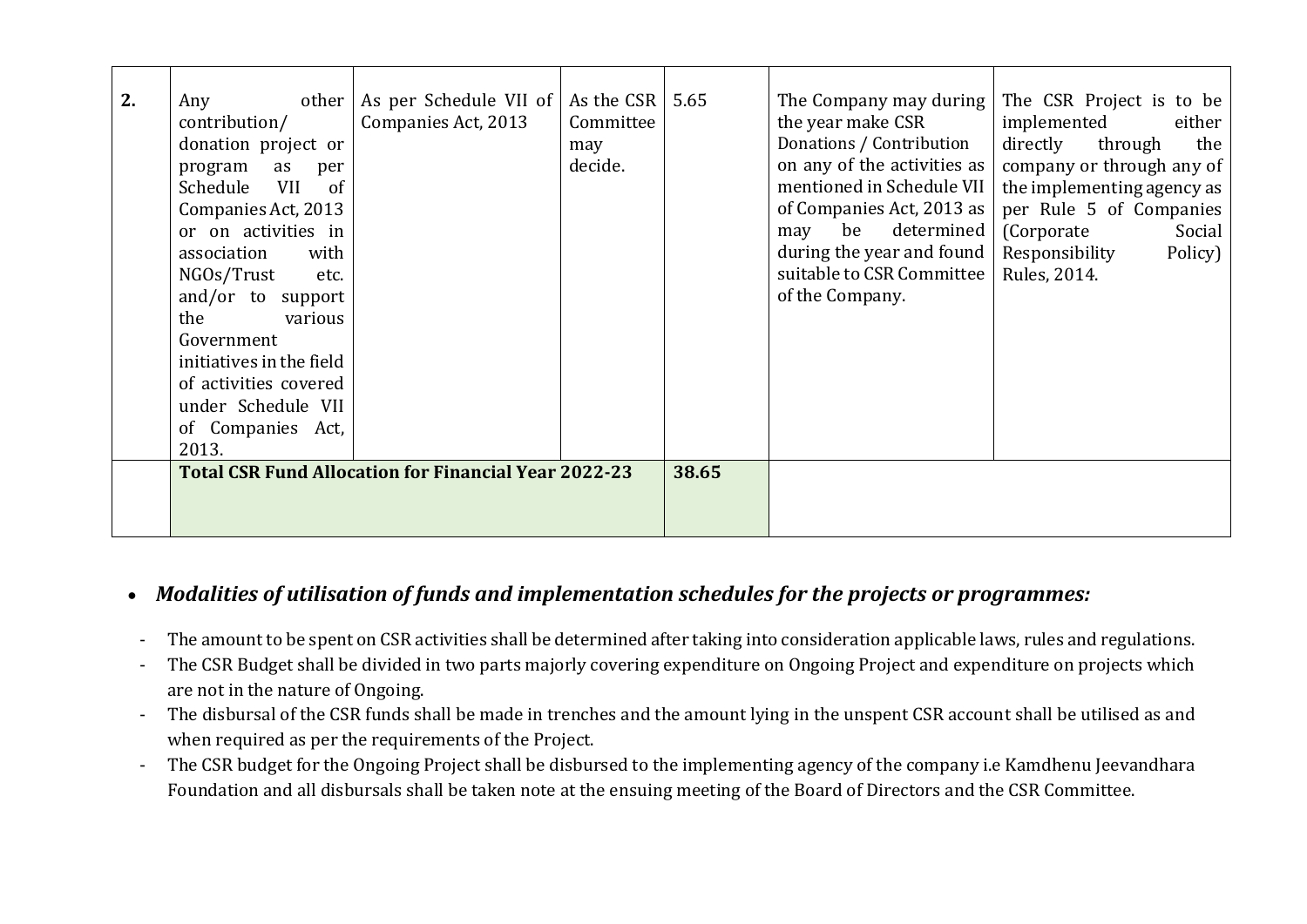| 2. | Any other contribution/ donation project or program as per Schedule VII of Companies Act, 2013 or on activities in association with NGOs/Trust etc. and/or to support the various Government initiatives in the field of activities covered under Schedule VII of Companies Act, 2013. | As per Schedule VII of Companies Act, 2013 | As the CSR Committee may decide. | 5.65 | The Company may during the year make CSR Donations / Contribution on any of the activities as mentioned in Schedule VII of Companies Act, 2013 as may be determined during the year and found suitable to CSR Committee of the Company. | The CSR Project is to be implemented either directly through the company or through any of the implementing agency as per Rule 5 of Companies (Corporate Social Responsibility Policy) Rules, 2014. |
|---|---|---|---|---|---|---|
| | **Total CSR Fund Allocation for Financial Year 2022-23** | | | **38.65** | | |

- ***Modalities of utilisation of funds and implementation schedules for the projects or programmes:***

  - The amount to be spent on CSR activities shall be determined after taking into consideration applicable laws, rules and regulations.
  - The CSR Budget shall be divided in two parts majorly covering expenditure on Ongoing Project and expenditure on projects which are not in the nature of Ongoing.
  - The disbursal of the CSR funds shall be made in trenches and the amount lying in the unspent CSR account shall be utilised as and when required as per the requirements of the Project.
  - The CSR budget for the Ongoing Project shall be disbursed to the implementing agency of the company i.e Kamdhenu Jeevandhara Foundation and all disbursals shall be taken note at the ensuing meeting of the Board of Directors and the CSR Committee.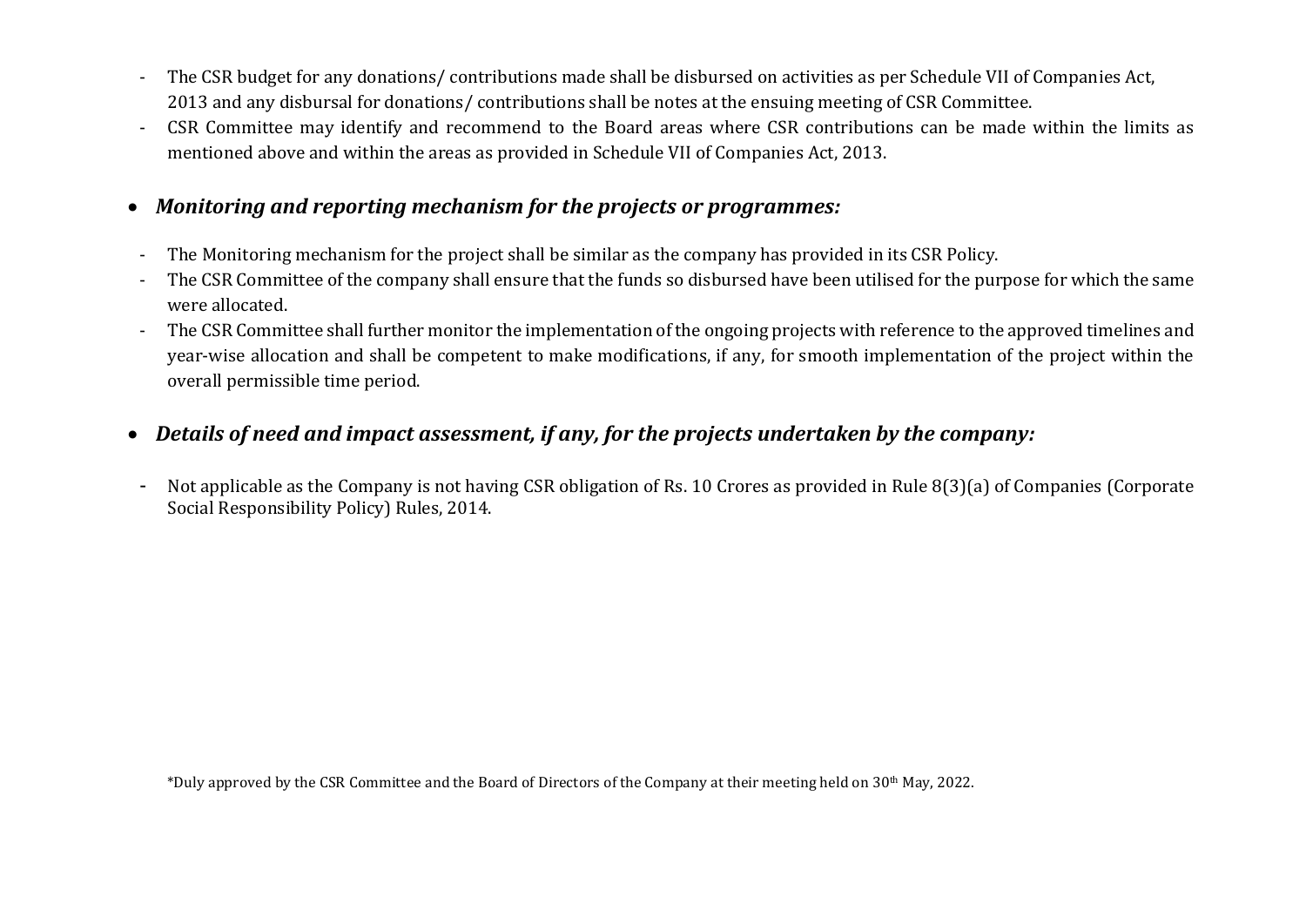- The CSR budget for any donations/ contributions made shall be disbursed on activities as per Schedule VII of Companies Act, 2013 and any disbursal for donations/ contributions shall be notes at the ensuing meeting of CSR Committee.
- CSR Committee may identify and recommend to the Board areas where CSR contributions can be made within the limits as mentioned above and within the areas as provided in Schedule VII of Companies Act, 2013.

- ***Monitoring and reporting mechanism for the projects or programmes:***

- The Monitoring mechanism for the project shall be similar as the company has provided in its CSR Policy.
- The CSR Committee of the company shall ensure that the funds so disbursed have been utilised for the purpose for which the same were allocated.
- The CSR Committee shall further monitor the implementation of the ongoing projects with reference to the approved timelines and year-wise allocation and shall be competent to make modifications, if any, for smooth implementation of the project within the overall permissible time period.

- ***Details of need and impact assessment, if any, for the projects undertaken by the company:***

- Not applicable as the Company is not having CSR obligation of Rs. 10 Crores as provided in Rule 8(3)(a) of Companies (Corporate Social Responsibility Policy) Rules, 2014.

*Duly approved by the CSR Committee and the Board of Directors of the Company at their meeting held on 30th May, 2022.